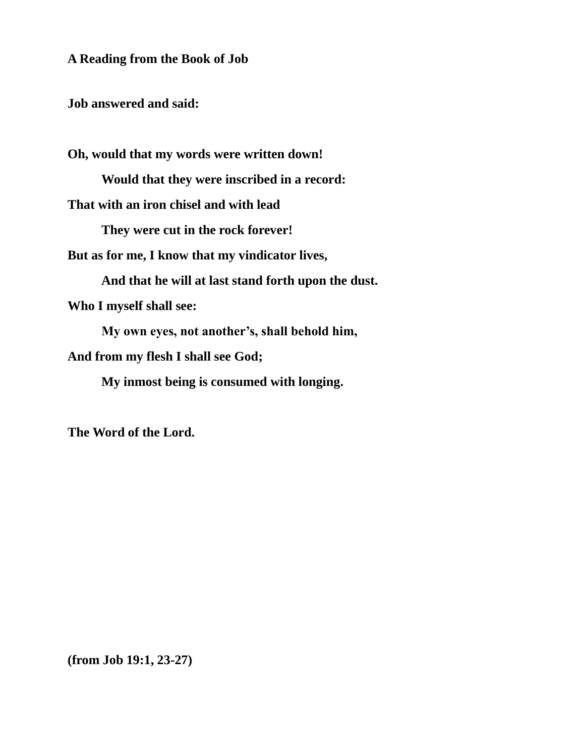**A Reading from the Book of Job**

**Job answered and said:**

**Oh, would that my words were written down!**

**Would that they were inscribed in a record:**

**That with an iron chisel and with lead**

**They were cut in the rock forever!**

**But as for me, I know that my vindicator lives,**

**And that he will at last stand forth upon the dust.**

**Who I myself shall see:**

**My own eyes, not another's, shall behold him,**

**And from my flesh I shall see God;**

**My inmost being is consumed with longing.**

**The Word of the Lord.**

**(from Job 19:1, 23-27)**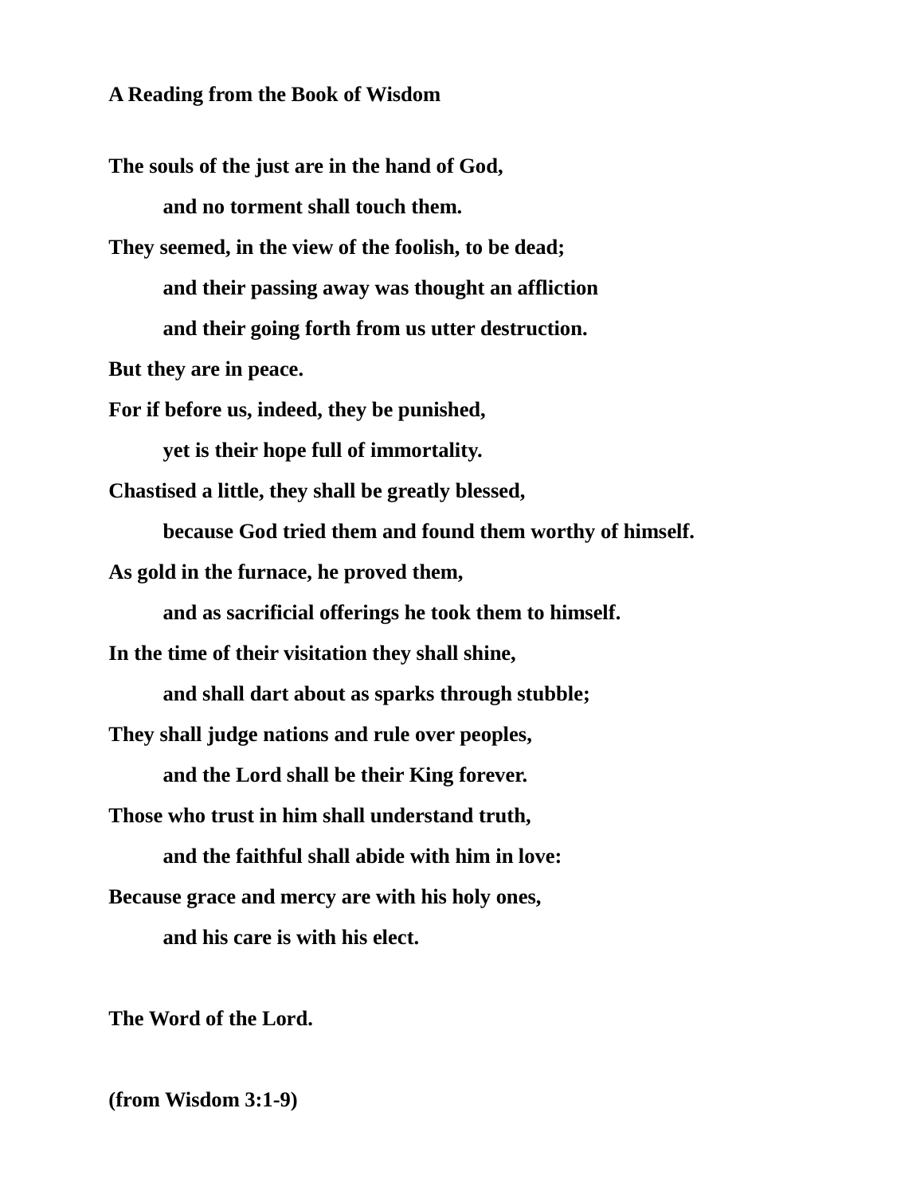**A Reading from the Book of Wisdom**

**The souls of the just are in the hand of God,**
**and no torment shall touch them.**
**They seemed, in the view of the foolish, to be dead;**
**and their passing away was thought an affliction**
**and their going forth from us utter destruction.**
**But they are in peace.**
**For if before us, indeed, they be punished,**
**yet is their hope full of immortality.**
**Chastised a little, they shall be greatly blessed,**
**because God tried them and found them worthy of himself.**
**As gold in the furnace, he proved them,**
**and as sacrificial offerings he took them to himself.**
**In the time of their visitation they shall shine,**
**and shall dart about as sparks through stubble;**
**They shall judge nations and rule over peoples,**
**and the Lord shall be their King forever.**
**Those who trust in him shall understand truth,**
**and the faithful shall abide with him in love:**
**Because grace and mercy are with his holy ones,**
**and his care is with his elect.**

**The Word of the Lord.**

**(from Wisdom 3:1-9)**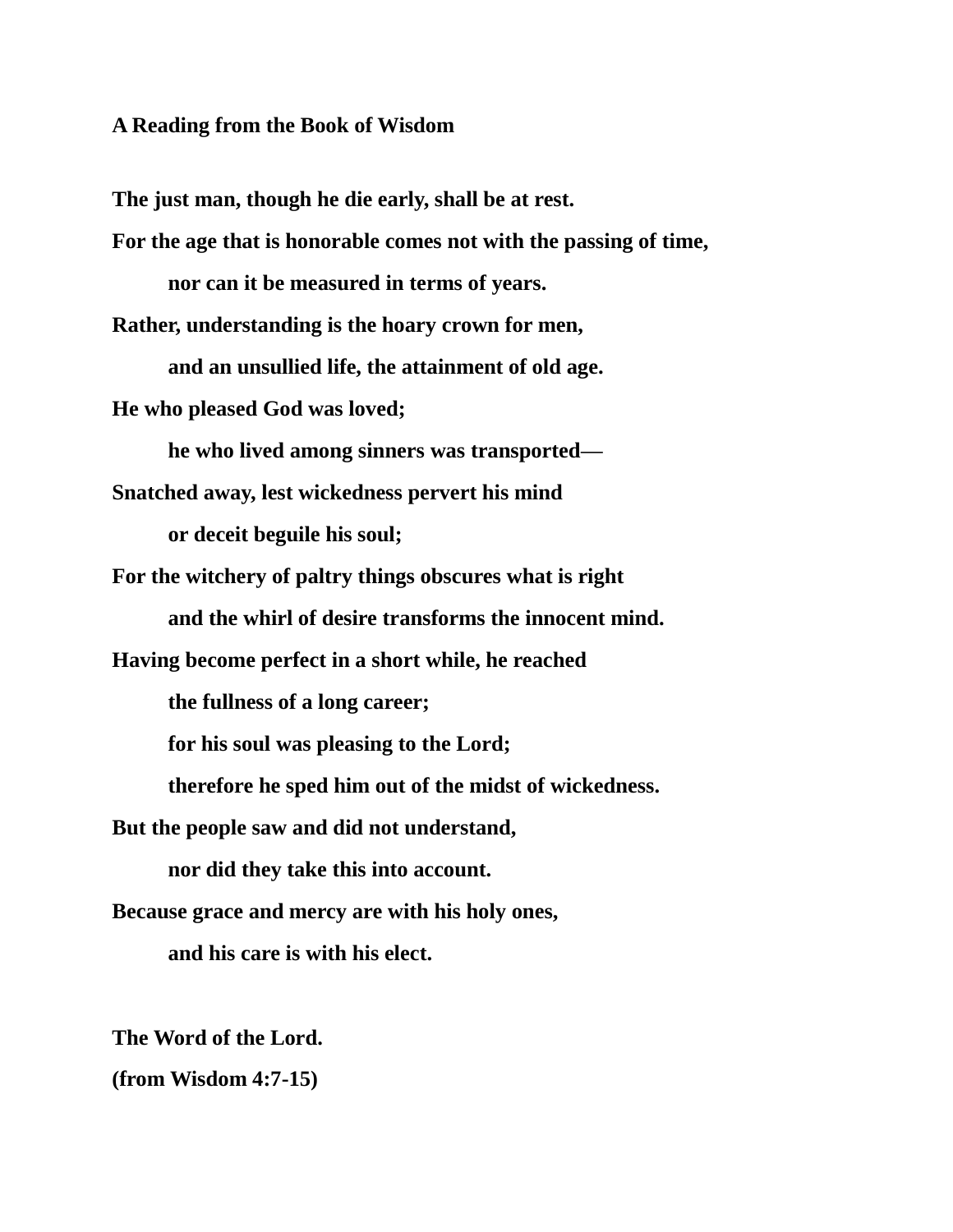**A Reading from the Book of Wisdom**

**The just man, though he die early, shall be at rest.**
**For the age that is honorable comes not with the passing of time,**
&nbsp;&nbsp;&nbsp;&nbsp;**nor can it be measured in terms of years.**
**Rather, understanding is the hoary crown for men,**
&nbsp;&nbsp;&nbsp;&nbsp;**and an unsullied life, the attainment of old age.**
**He who pleased God was loved;**
&nbsp;&nbsp;&nbsp;&nbsp;**he who lived among sinners was transported—**
**Snatched away, lest wickedness pervert his mind**
&nbsp;&nbsp;&nbsp;&nbsp;**or deceit beguile his soul;**
**For the witchery of paltry things obscures what is right**
&nbsp;&nbsp;&nbsp;&nbsp;**and the whirl of desire transforms the innocent mind.**
**Having become perfect in a short while, he reached**
&nbsp;&nbsp;&nbsp;&nbsp;**the fullness of a long career;**
&nbsp;&nbsp;&nbsp;&nbsp;**for his soul was pleasing to the Lord;**
&nbsp;&nbsp;&nbsp;&nbsp;**therefore he sped him out of the midst of wickedness.**
**But the people saw and did not understand,**
&nbsp;&nbsp;&nbsp;&nbsp;**nor did they take this into account.**
**Because grace and mercy are with his holy ones,**
&nbsp;&nbsp;&nbsp;&nbsp;**and his care is with his elect.**

**The Word of the Lord.**
**(from Wisdom 4:7-15)**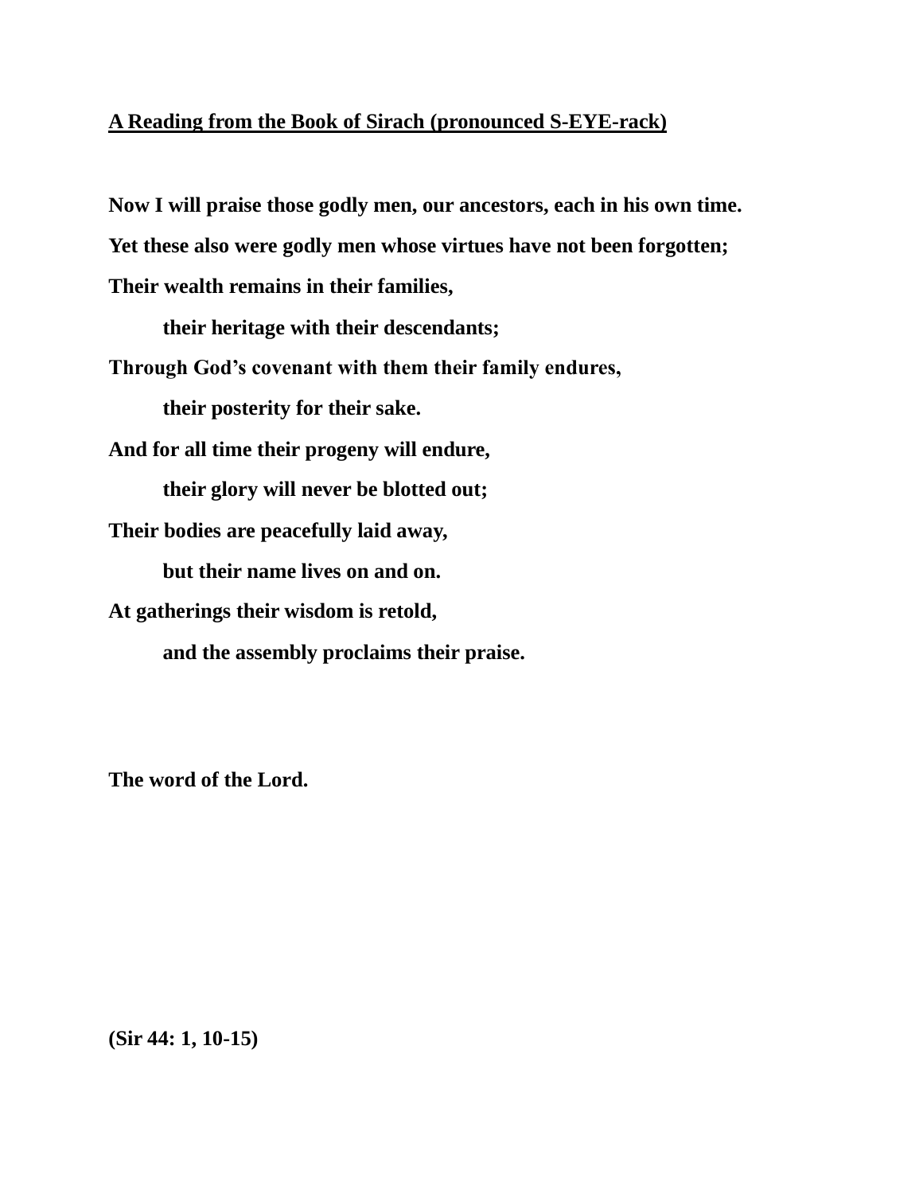**<u>A Reading from the Book of Sirach (pronounced S-EYE-rack)</u>**

**Now I will praise those godly men, our ancestors, each in his own time.**

**Yet these also were godly men whose virtues have not been forgotten;**

**Their wealth remains in their families,**

&nbsp;&nbsp;&nbsp;&nbsp;&nbsp;&nbsp;&nbsp;&nbsp;**their heritage with their descendants;**

**Through God's covenant with them their family endures,**

&nbsp;&nbsp;&nbsp;&nbsp;&nbsp;&nbsp;&nbsp;&nbsp;**their posterity for their sake.**

**And for all time their progeny will endure,**

&nbsp;&nbsp;&nbsp;&nbsp;&nbsp;&nbsp;&nbsp;&nbsp;**their glory will never be blotted out;**

**Their bodies are peacefully laid away,**

&nbsp;&nbsp;&nbsp;&nbsp;&nbsp;&nbsp;&nbsp;&nbsp;**but their name lives on and on.**

**At gatherings their wisdom is retold,**

&nbsp;&nbsp;&nbsp;&nbsp;&nbsp;&nbsp;&nbsp;&nbsp;**and the assembly proclaims their praise.**

**The word of the Lord.**

**(Sir 44: 1, 10-15)**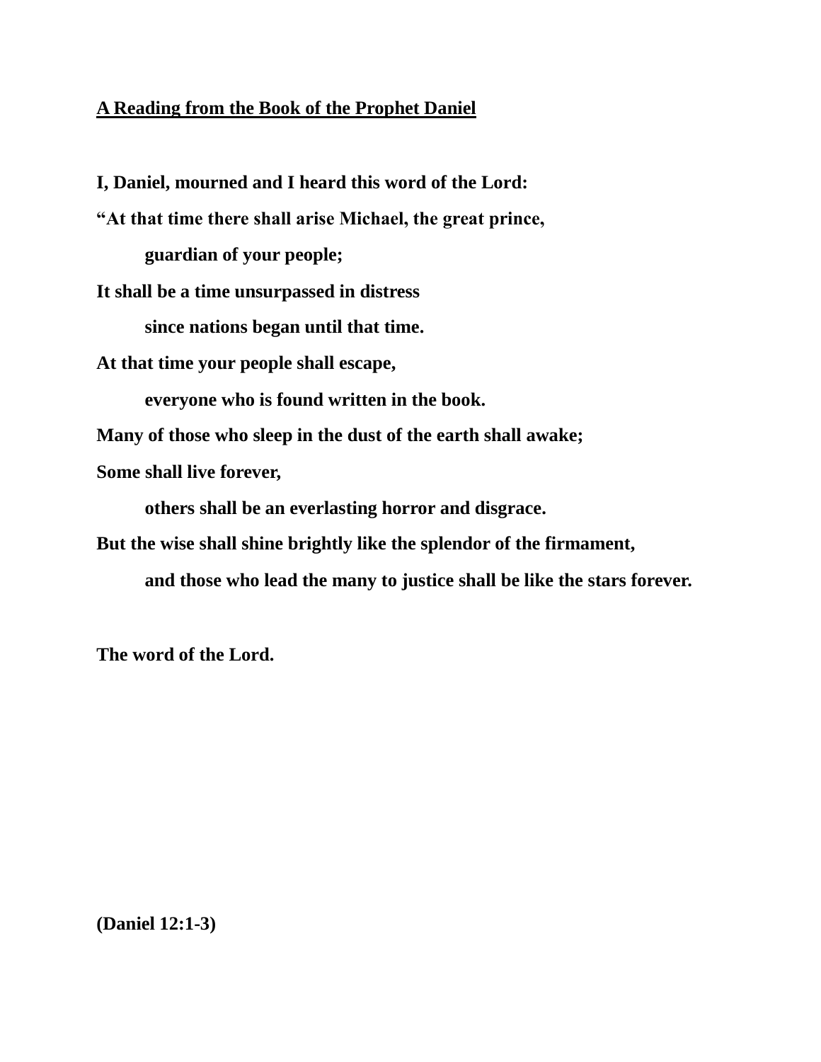**<u>A Reading from the Book of the Prophet Daniel</u>**

**I, Daniel, mourned and I heard this word of the Lord:**

**"At that time there shall arise Michael, the great prince,**

&nbsp;&nbsp;&nbsp;&nbsp;&nbsp;&nbsp;&nbsp;&nbsp;**guardian of your people;**

**It shall be a time unsurpassed in distress**

&nbsp;&nbsp;&nbsp;&nbsp;&nbsp;&nbsp;&nbsp;&nbsp;**since nations began until that time.**

**At that time your people shall escape,**

&nbsp;&nbsp;&nbsp;&nbsp;&nbsp;&nbsp;&nbsp;&nbsp;**everyone who is found written in the book.**

**Many of those who sleep in the dust of the earth shall awake;**

**Some shall live forever,**

&nbsp;&nbsp;&nbsp;&nbsp;&nbsp;&nbsp;&nbsp;&nbsp;**others shall be an everlasting horror and disgrace.**

**But the wise shall shine brightly like the splendor of the firmament,**

&nbsp;&nbsp;&nbsp;&nbsp;&nbsp;&nbsp;&nbsp;&nbsp;**and those who lead the many to justice shall be like the stars forever.**

**The word of the Lord.**

**(Daniel 12:1-3)**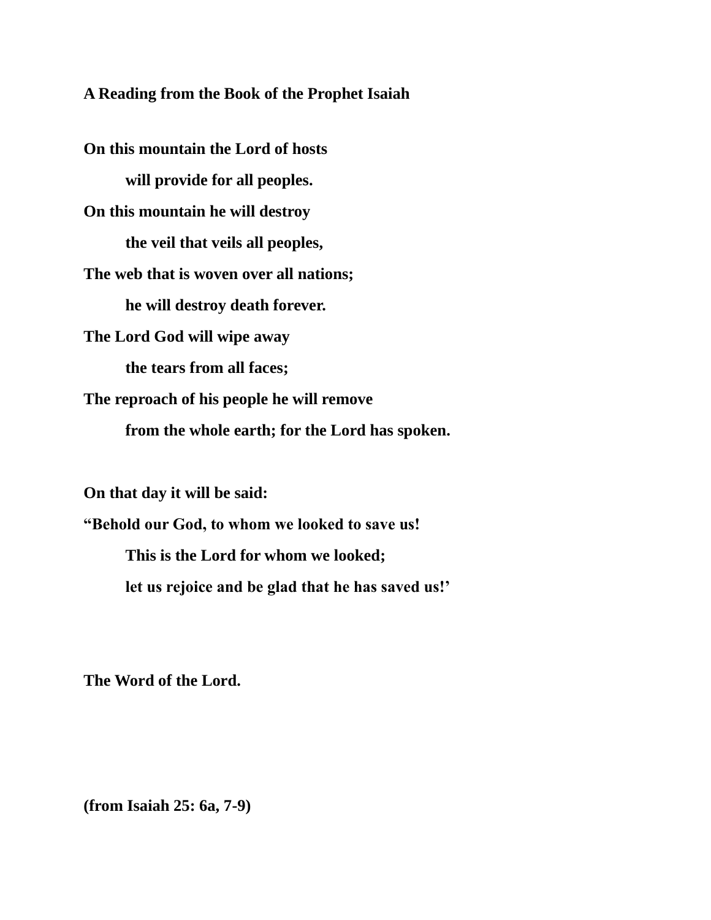**A Reading from the Book of the Prophet Isaiah**

**On this mountain the Lord of hosts**
**will provide for all peoples.**
**On this mountain he will destroy**
**the veil that veils all peoples,**
**The web that is woven over all nations;**
**he will destroy death forever.**
**The Lord God will wipe away**
**the tears from all faces;**
**The reproach of his people he will remove**
**from the whole earth; for the Lord has spoken.**

**On that day it will be said:**
**"Behold our God, to whom we looked to save us!**
**This is the Lord for whom we looked;**
**let us rejoice and be glad that he has saved us!'**

**The Word of the Lord.**

**(from Isaiah 25: 6a, 7-9)**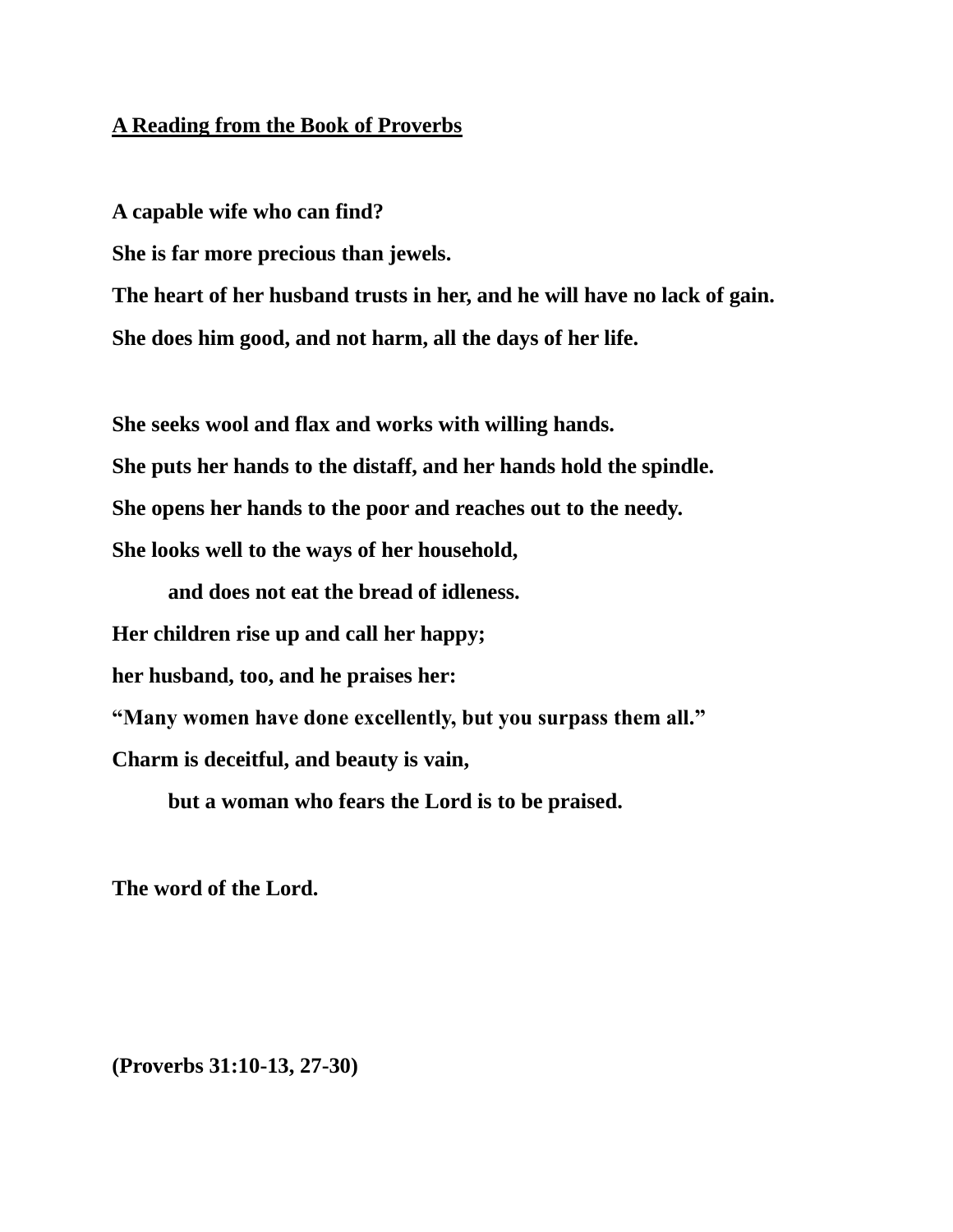**A Reading from the Book of Proverbs**

**A capable wife who can find?**
**She is far more precious than jewels.**
**The heart of her husband trusts in her, and he will have no lack of gain.**
**She does him good, and not harm, all the days of her life.**

**She seeks wool and flax and works with willing hands.**
**She puts her hands to the distaff, and her hands hold the spindle.**
**She opens her hands to the poor and reaches out to the needy.**
**She looks well to the ways of her household,**
**and does not eat the bread of idleness.**
**Her children rise up and call her happy;**
**her husband, too, and he praises her:**
**"Many women have done excellently, but you surpass them all."**
**Charm is deceitful, and beauty is vain,**
**but a woman who fears the Lord is to be praised.**

**The word of the Lord.**

**(Proverbs 31:10-13, 27-30)**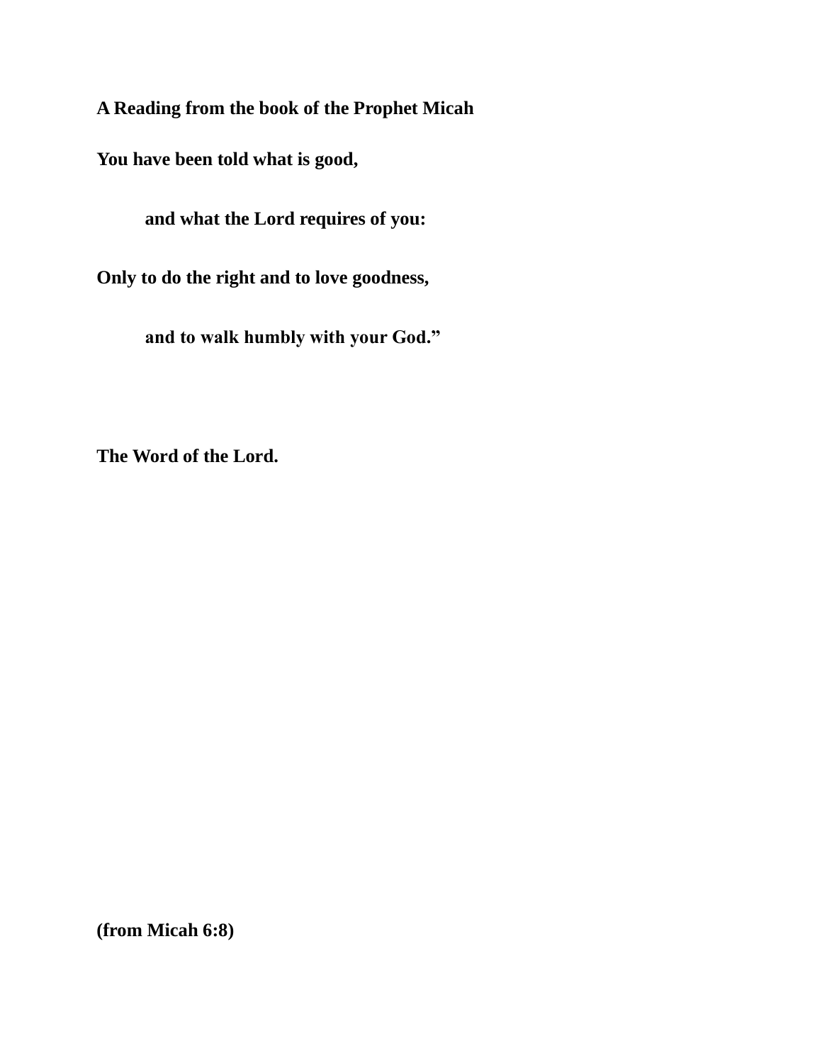**A Reading from the book of the Prophet Micah**

**You have been told what is good,**

**and what the Lord requires of you:**

**Only to do the right and to love goodness,**

**and to walk humbly with your God."**

**The Word of the Lord.**

**(from Micah 6:8)**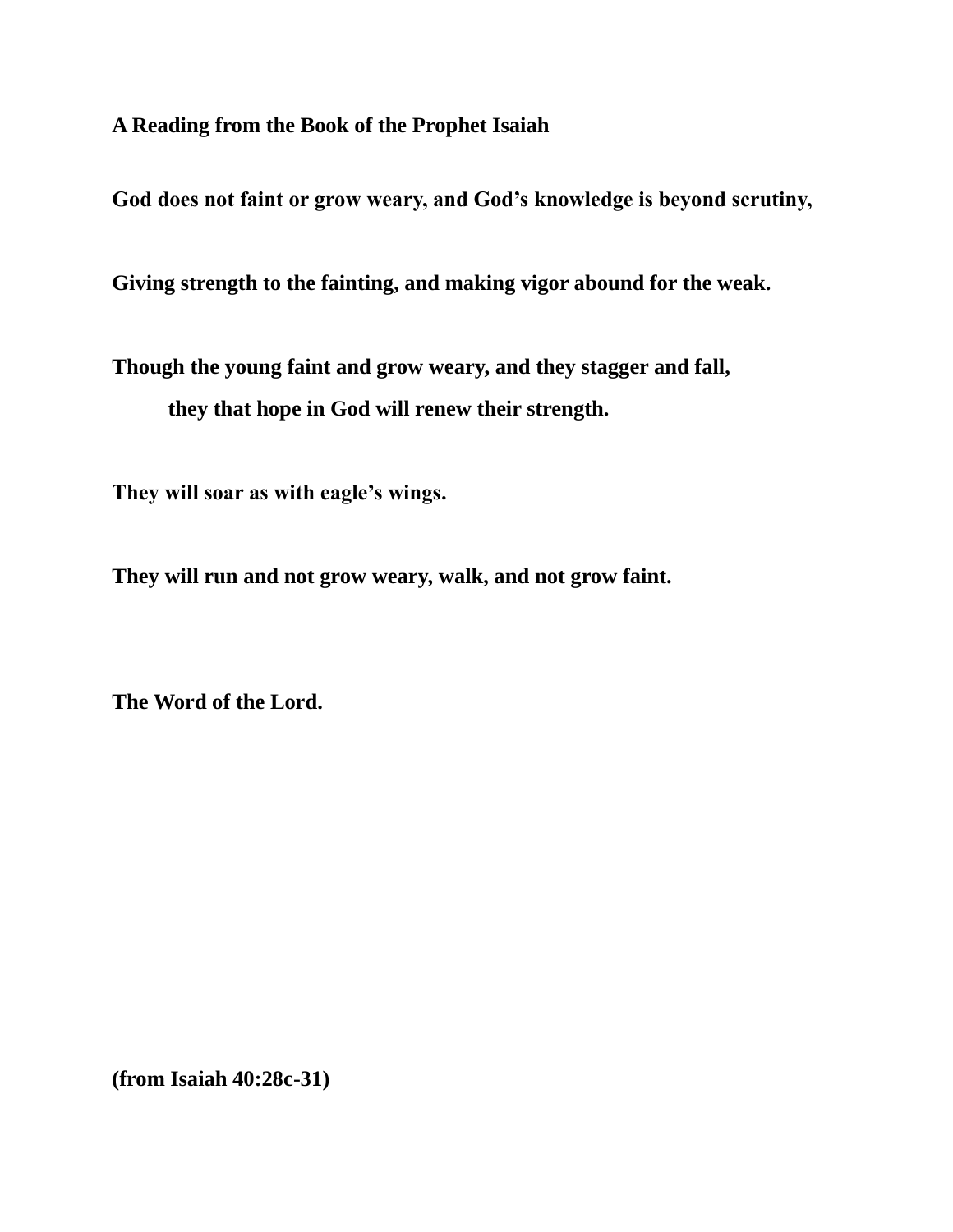**A Reading from the Book of the Prophet Isaiah**

**God does not faint or grow weary, and God's knowledge is beyond scrutiny,**

**Giving strength to the fainting, and making vigor abound for the weak.**

**Though the young faint and grow weary, and they stagger and fall,**
**they that hope in God will renew their strength.**

**They will soar as with eagle's wings.**

**They will run and not grow weary, walk, and not grow faint.**

**The Word of the Lord.**

**(from Isaiah 40:28c-31)**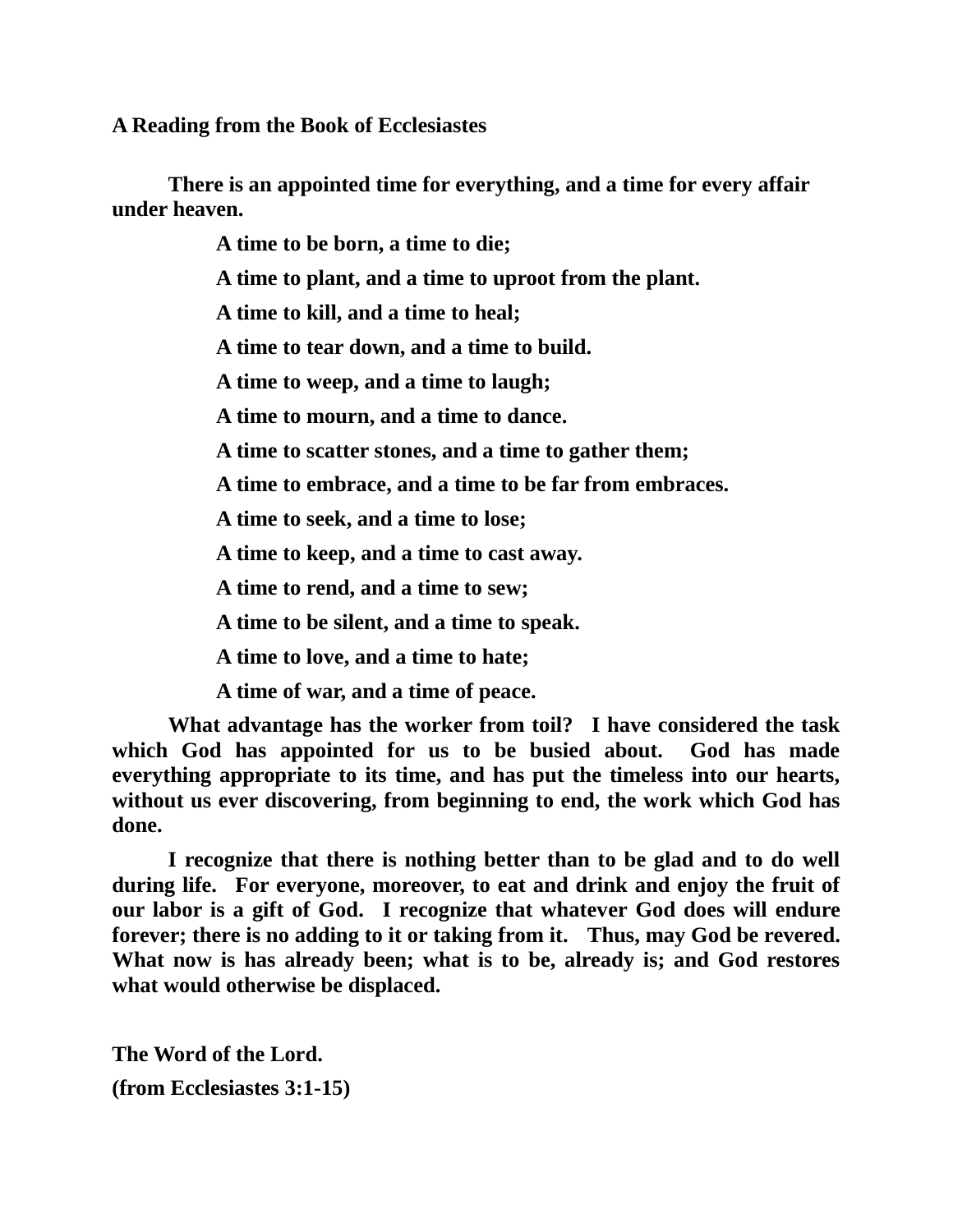**A Reading from the Book of Ecclesiastes**

**There is an appointed time for everything, and a time for every affair under heaven.**

> **A time to be born, a time to die;**
>
> **A time to plant, and a time to uproot from the plant.**
>
> **A time to kill, and a time to heal;**
>
> **A time to tear down, and a time to build.**
>
> **A time to weep, and a time to laugh;**
>
> **A time to mourn, and a time to dance.**
>
> **A time to scatter stones, and a time to gather them;**
>
> **A time to embrace, and a time to be far from embraces.**
>
> **A time to seek, and a time to lose;**
>
> **A time to keep, and a time to cast away.**
>
> **A time to rend, and a time to sew;**
>
> **A time to be silent, and a time to speak.**
>
> **A time to love, and a time to hate;**
>
> **A time of war, and a time of peace.**

**What advantage has the worker from toil? I have considered the task which God has appointed for us to be busied about. God has made everything appropriate to its time, and has put the timeless into our hearts, without us ever discovering, from beginning to end, the work which God has done.**

**I recognize that there is nothing better than to be glad and to do well during life. For everyone, moreover, to eat and drink and enjoy the fruit of our labor is a gift of God. I recognize that whatever God does will endure forever; there is no adding to it or taking from it. Thus, may God be revered. What now is has already been; what is to be, already is; and God restores what would otherwise be displaced.**

**The Word of the Lord.**

**(from Ecclesiastes 3:1-15)**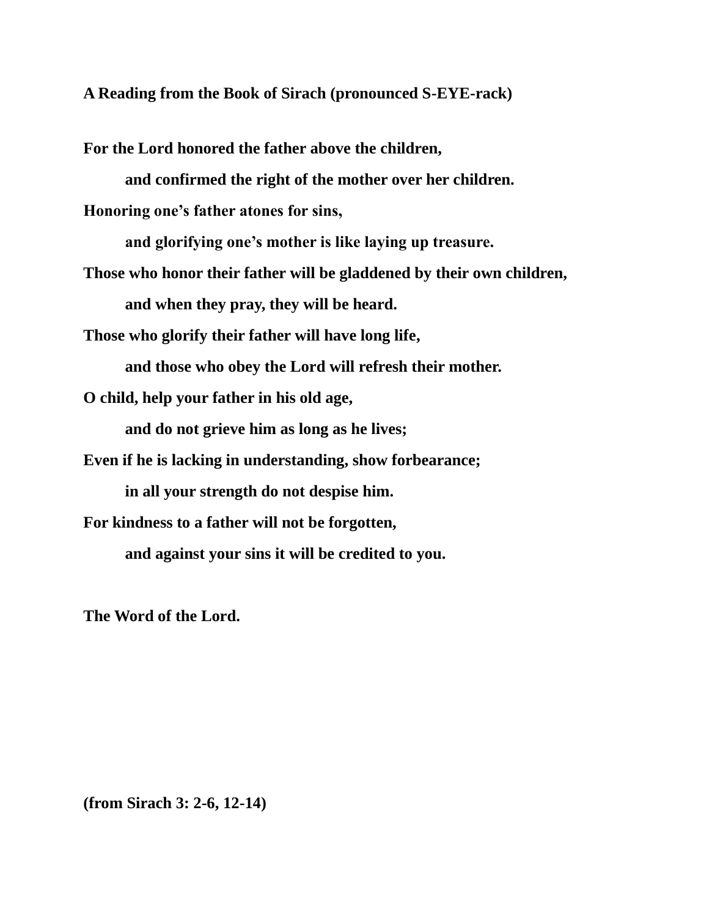**A Reading from the Book of Sirach (pronounced S-EYE-rack)**

**For the Lord honored the father above the children,**

**and confirmed the right of the mother over her children.**

**Honoring one's father atones for sins,**

**and glorifying one's mother is like laying up treasure.**

**Those who honor their father will be gladdened by their own children,**

**and when they pray, they will be heard.**

**Those who glorify their father will have long life,**

**and those who obey the Lord will refresh their mother.**

**O child, help your father in his old age,**

**and do not grieve him as long as he lives;**

**Even if he is lacking in understanding, show forbearance;**

**in all your strength do not despise him.**

**For kindness to a father will not be forgotten,**

**and against your sins it will be credited to you.**

**The Word of the Lord.**

**(from Sirach 3: 2-6, 12-14)**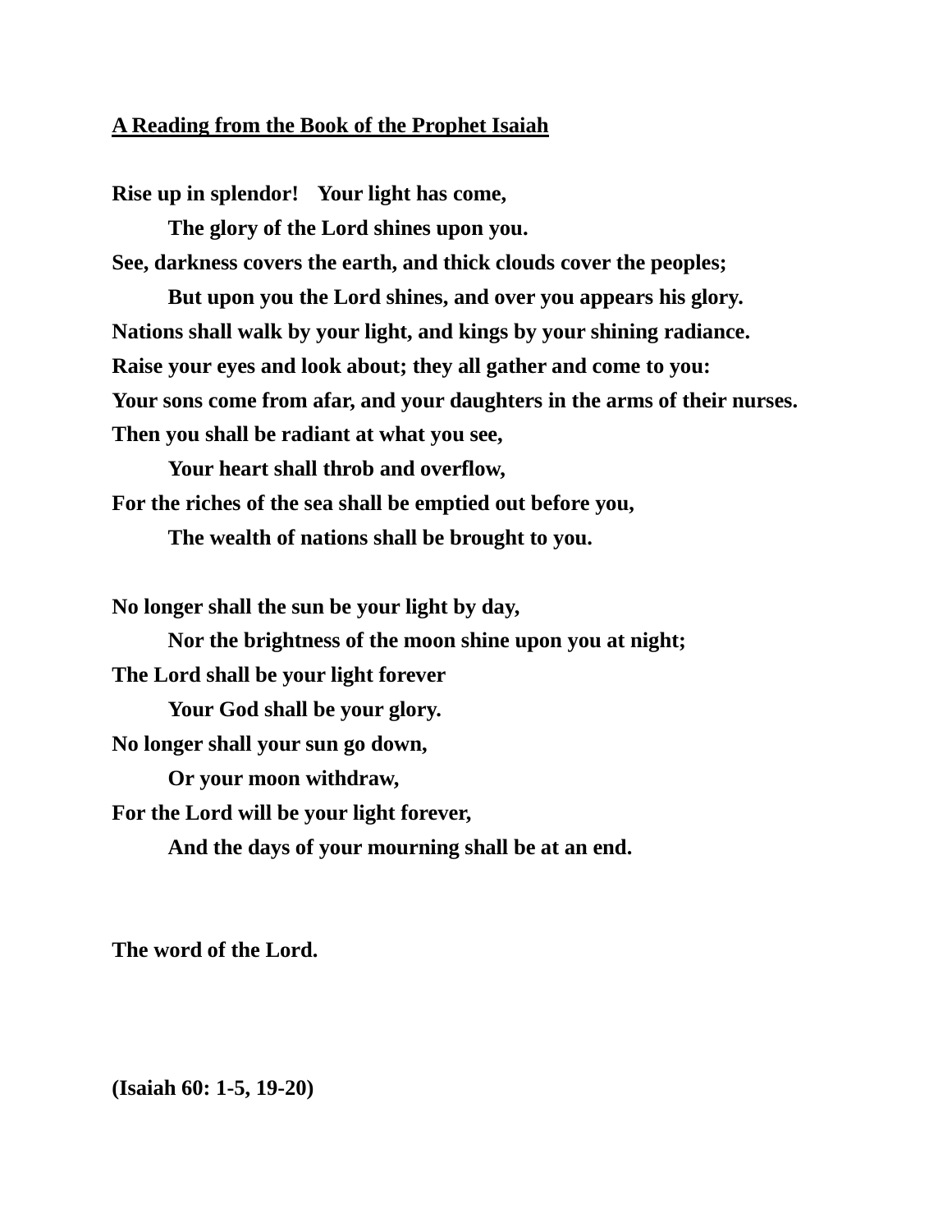**A Reading from the Book of the Prophet Isaiah**

**Rise up in splendor!   Your light has come,**
**The glory of the Lord shines upon you.**
**See, darkness covers the earth, and thick clouds cover the peoples;**
**But upon you the Lord shines, and over you appears his glory.**
**Nations shall walk by your light, and kings by your shining radiance.**
**Raise your eyes and look about; they all gather and come to you:**
**Your sons come from afar, and your daughters in the arms of their nurses.**
**Then you shall be radiant at what you see,**
**Your heart shall throb and overflow,**
**For the riches of the sea shall be emptied out before you,**
**The wealth of nations shall be brought to you.**

**No longer shall the sun be your light by day,**
**Nor the brightness of the moon shine upon you at night;**
**The Lord shall be your light forever**
**Your God shall be your glory.**
**No longer shall your sun go down,**
**Or your moon withdraw,**
**For the Lord will be your light forever,**
**And the days of your mourning shall be at an end.**

**The word of the Lord.**

**(Isaiah 60: 1-5, 19-20)**